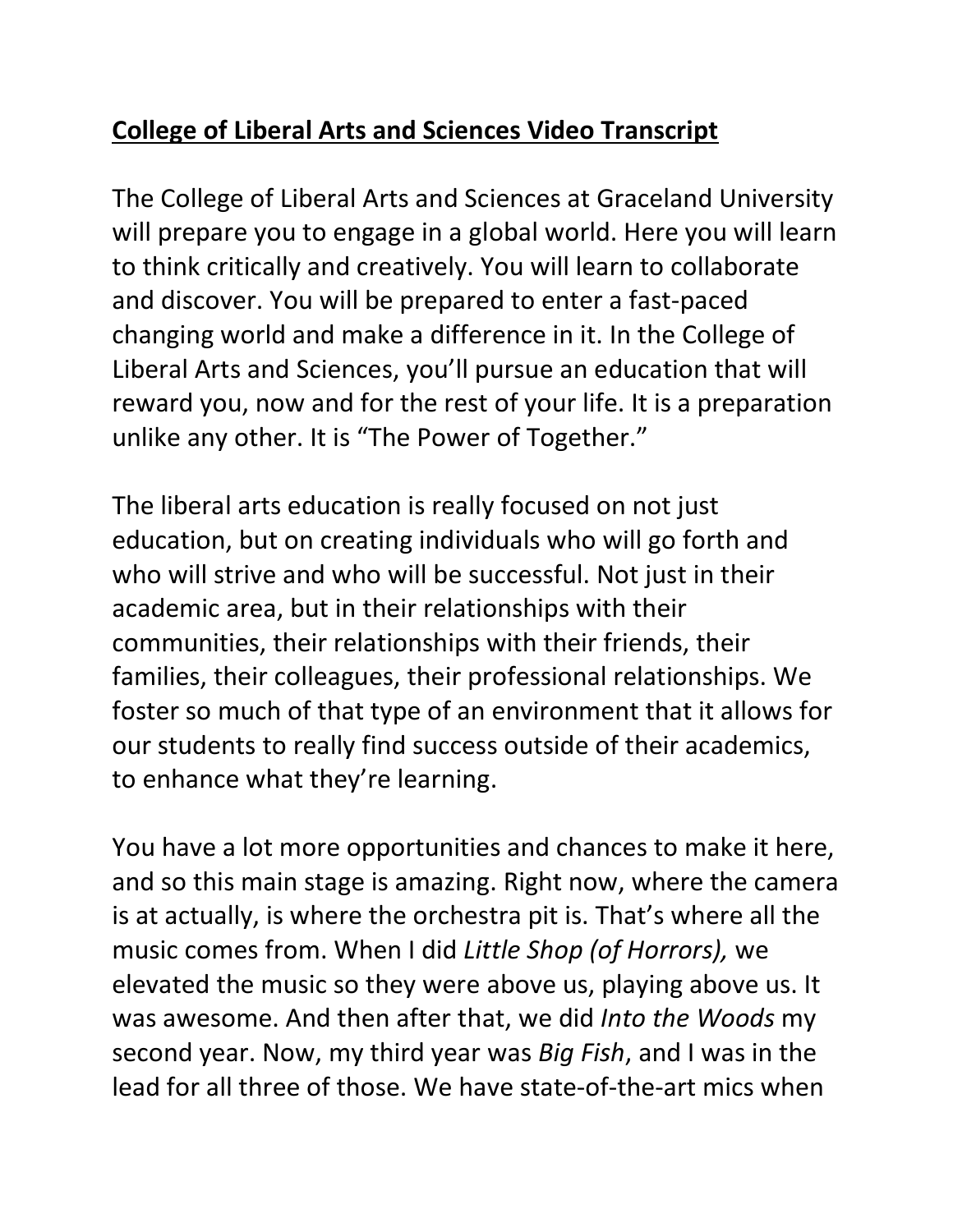# **College of Liberal Arts and Sciences Video Transcript**

The College of Liberal Arts and Sciences at Graceland University will prepare you to engage in a global world. Here you will learn to think critically and creatively. You will learn to collaborate and discover. You will be prepared to enter a fast-paced changing world and make a difference in it. In the College of Liberal Arts and Sciences, you'll pursue an education that will reward you, now and for the rest of your life. It is a preparation unlike any other. It is "The Power of Together."

The liberal arts education is really focused on not just education, but on creating individuals who will go forth and who will strive and who will be successful. Not just in their academic area, but in their relationships with their communities, their relationships with their friends, their families, their colleagues, their professional relationships. We foster so much of that type of an environment that it allows for our students to really find success outside of their academics, to enhance what they're learning.

You have a lot more opportunities and chances to make it here, and so this main stage is amazing. Right now, where the camera is at actually, is where the orchestra pit is. That's where all the music comes from. When I did *Little Shop (of Horrors),* we elevated the music so they were above us, playing above us. It was awesome. And then after that, we did *Into the Woods* my second year. Now, my third year was *Big Fish*, and I was in the lead for all three of those. We have state-of-the-art mics when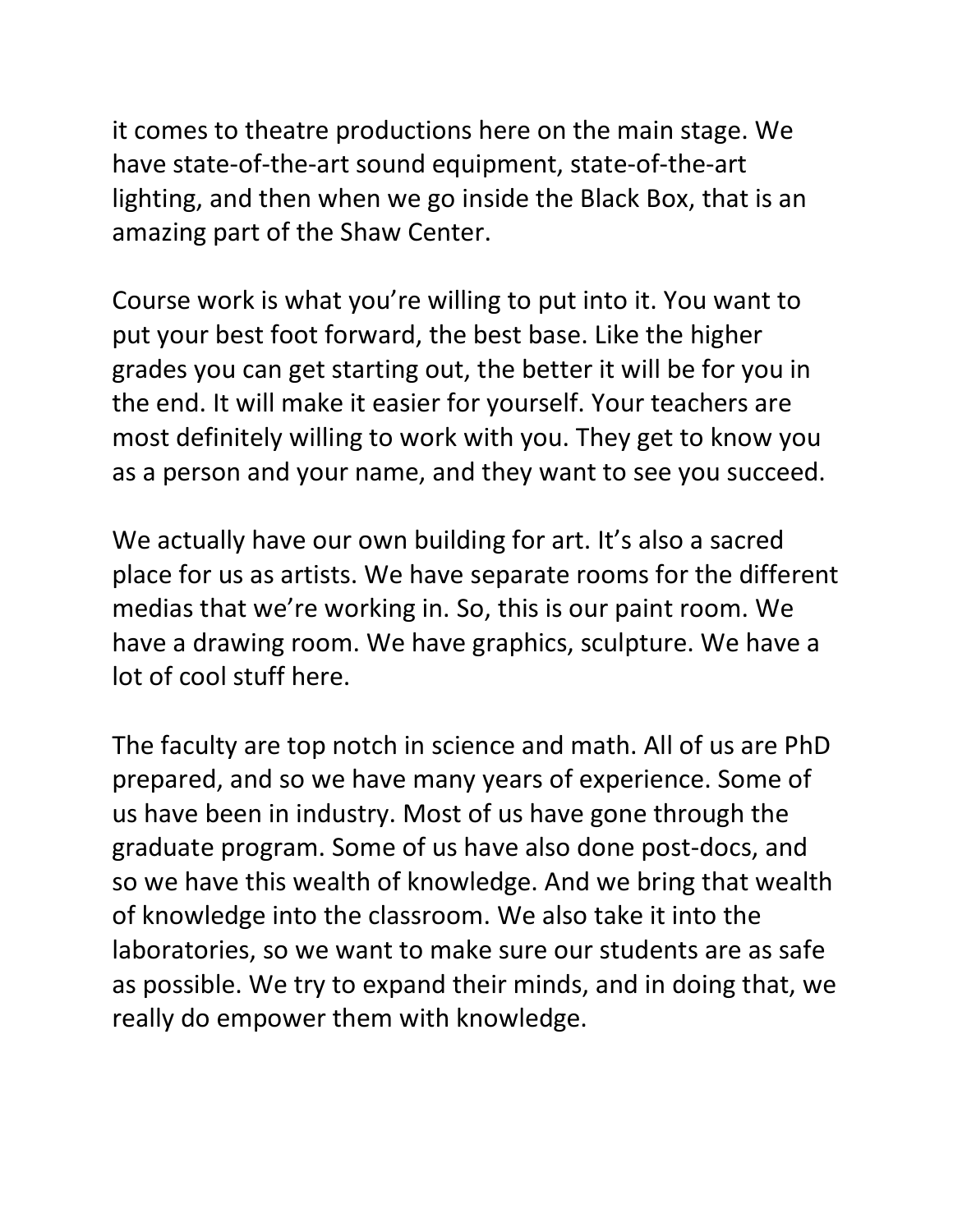it comes to theatre productions here on the main stage. We have state-of-the-art sound equipment, state-of-the-art lighting, and then when we go inside the Black Box, that is an amazing part of the Shaw Center.

Course work is what you're willing to put into it. You want to put your best foot forward, the best base. Like the higher grades you can get starting out, the better it will be for you in the end. It will make it easier for yourself. Your teachers are most definitely willing to work with you. They get to know you as a person and your name, and they want to see you succeed.

We actually have our own building for art. It's also a sacred place for us as artists. We have separate rooms for the different medias that we're working in. So, this is our paint room. We have a drawing room. We have graphics, sculpture. We have a lot of cool stuff here.

The faculty are top notch in science and math. All of us are PhD prepared, and so we have many years of experience. Some of us have been in industry. Most of us have gone through the graduate program. Some of us have also done post-docs, and so we have this wealth of knowledge. And we bring that wealth of knowledge into the classroom. We also take it into the laboratories, so we want to make sure our students are as safe as possible. We try to expand their minds, and in doing that, we really do empower them with knowledge.